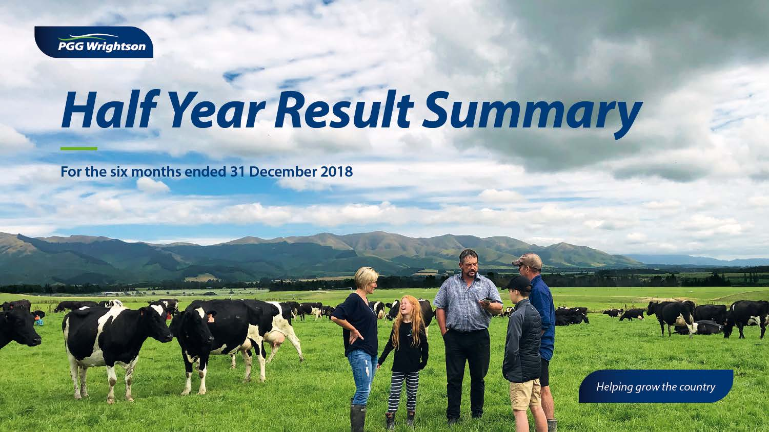PGG Wrightson

# Half Year Result Summary

**For the six months ended 31 December 2018**

*Helping grow the country*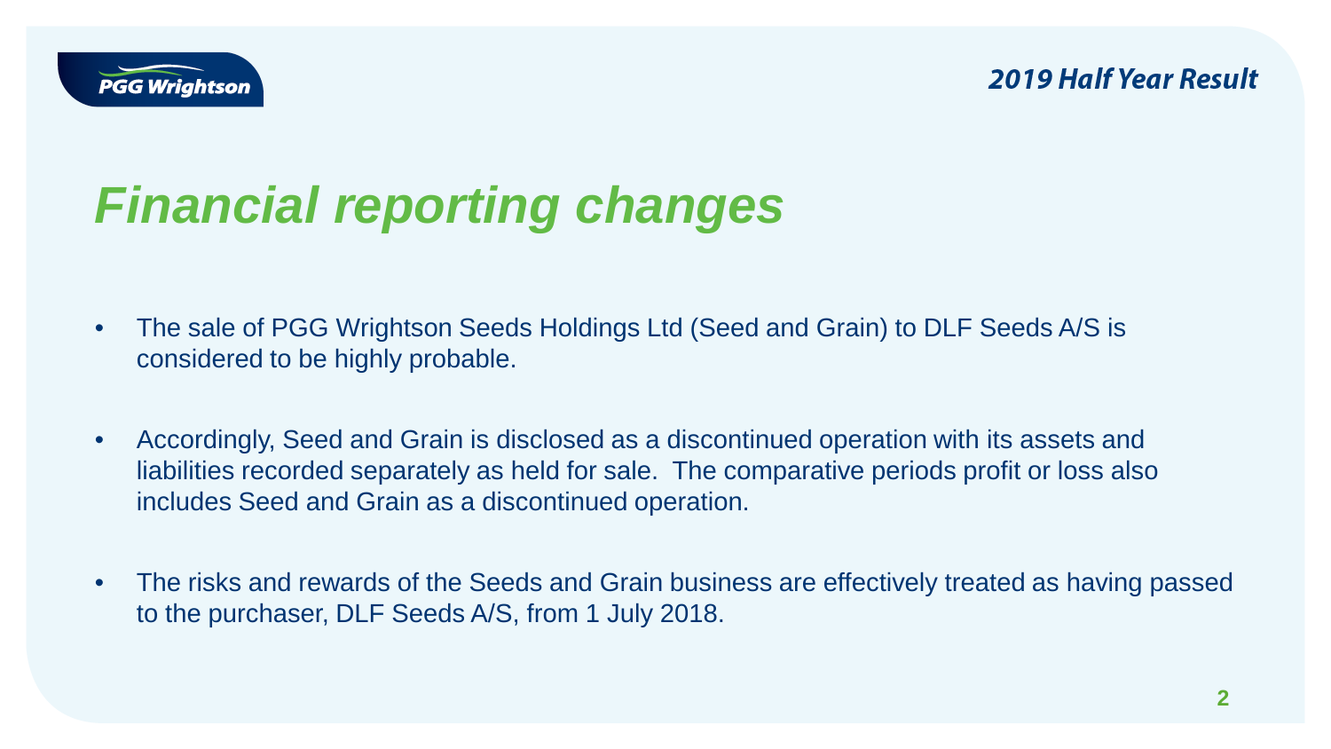# Financial reporting changes

- The sale of PGG Wrightson Seeds Holdings Ltd (Seed and Grain) to DLF Seeds A/S is considered to be highly probable.
- Accordingly, Seed and Grain is disclosed as a discontinued operation with its assets and liabilities recorded separately as held for sale. The comparative periods profit or loss also includes Seed and Grain as a discontinued operation.
- The risks and rewards of the Seeds and Grain business are effectively treated as having passed to the purchaser, DLF Seeds A/S, from 1 July 2018.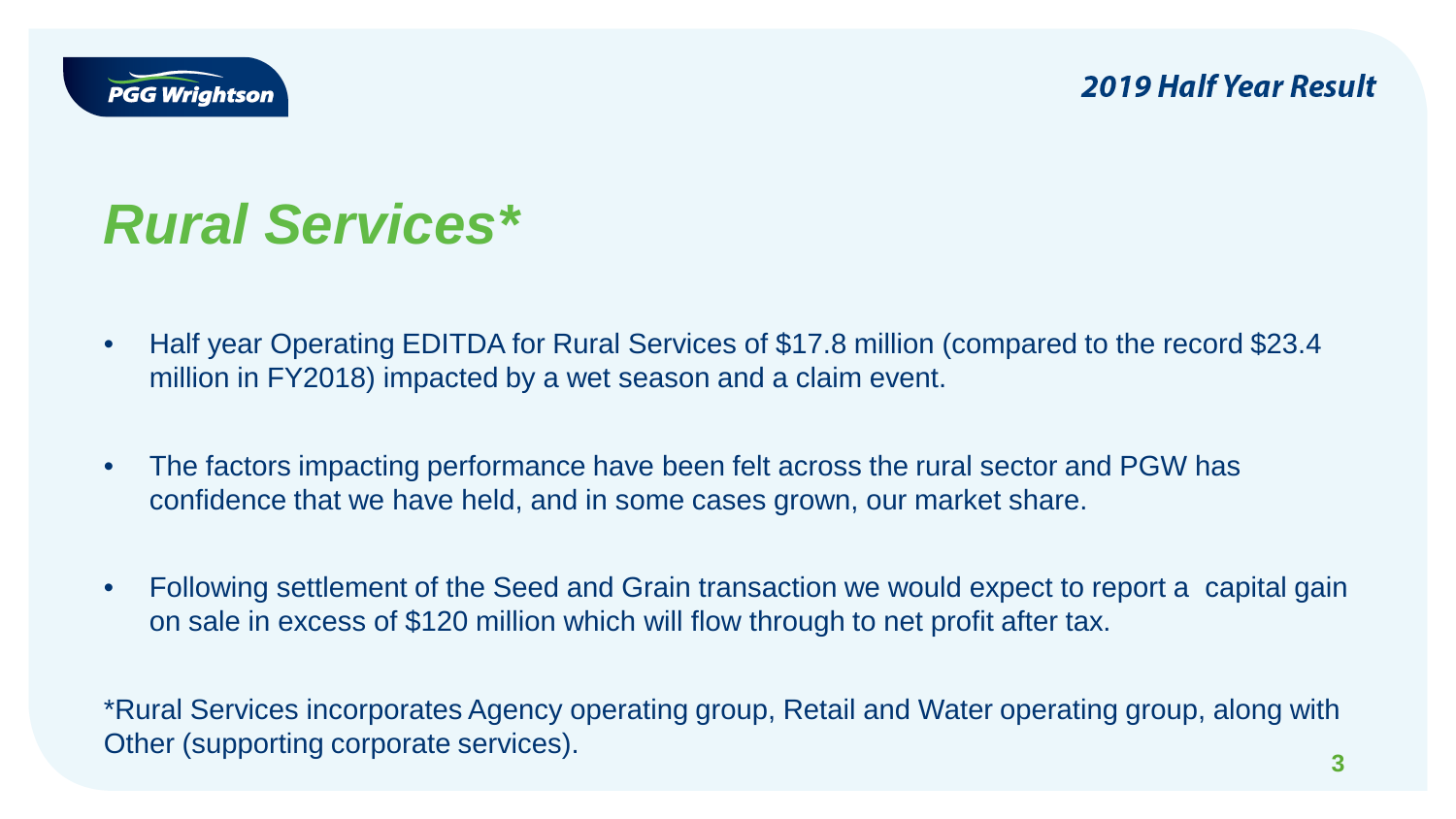# *Rural Services**

- Half year Operating EDITDA for Rural Services of $17.8 million (compared to the record $23.4 million in FY2018) impacted by a wet season and a claim event.
- The factors impacting performance have been felt across the rural sector and PGW has confidence that we have held, and in some cases grown, our market share.
- Following settlement of the Seed and Grain transaction we would expect to report a capital gain on sale in excess of $120 million which will flow through to net profit after tax.

*Rural Services incorporates Agency operating group, Retail and Water operating group, along with Other (supporting corporate services).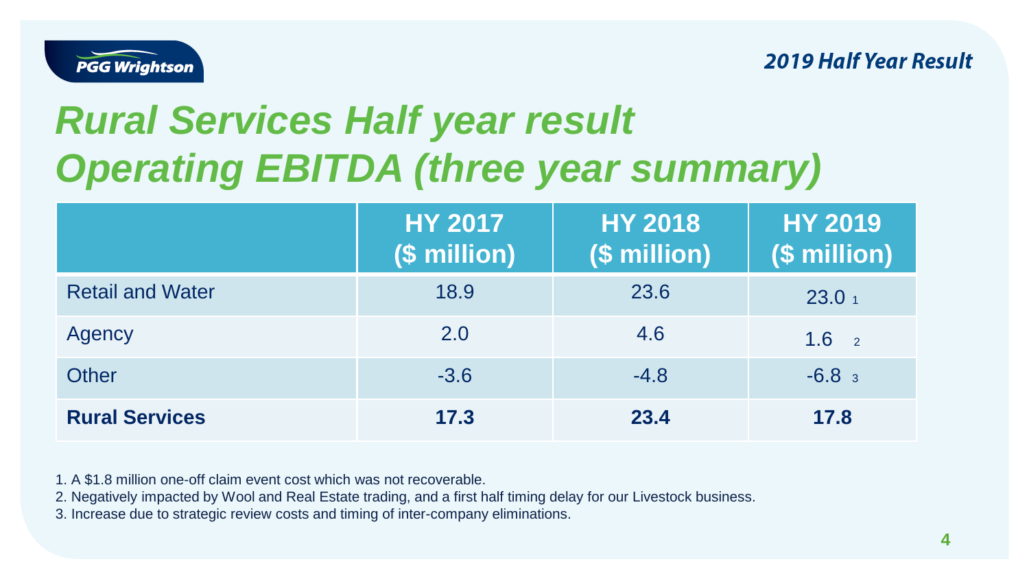# Rural Services Half year result Operating EBITDA (three year summary)

| | HY 2017 ($ million) | HY 2018 ($ million) | HY 2019 ($ million) |
|---|---|---|---|
| Retail and Water | 18.9 | 23.6 | 23.0 [1] |
| Agency | 2.0 | 4.6 | 1.6 [2] |
| Other | -3.6 | -4.8 | -6.8 [3] |
| **Rural Services** | **17.3** | **23.4** | **17.8** |

1. A $1.8 million one-off claim event cost which was not recoverable.
2. Negatively impacted by Wool and Real Estate trading, and a first half timing delay for our Livestock business.
3. Increase due to strategic review costs and timing of inter-company eliminations.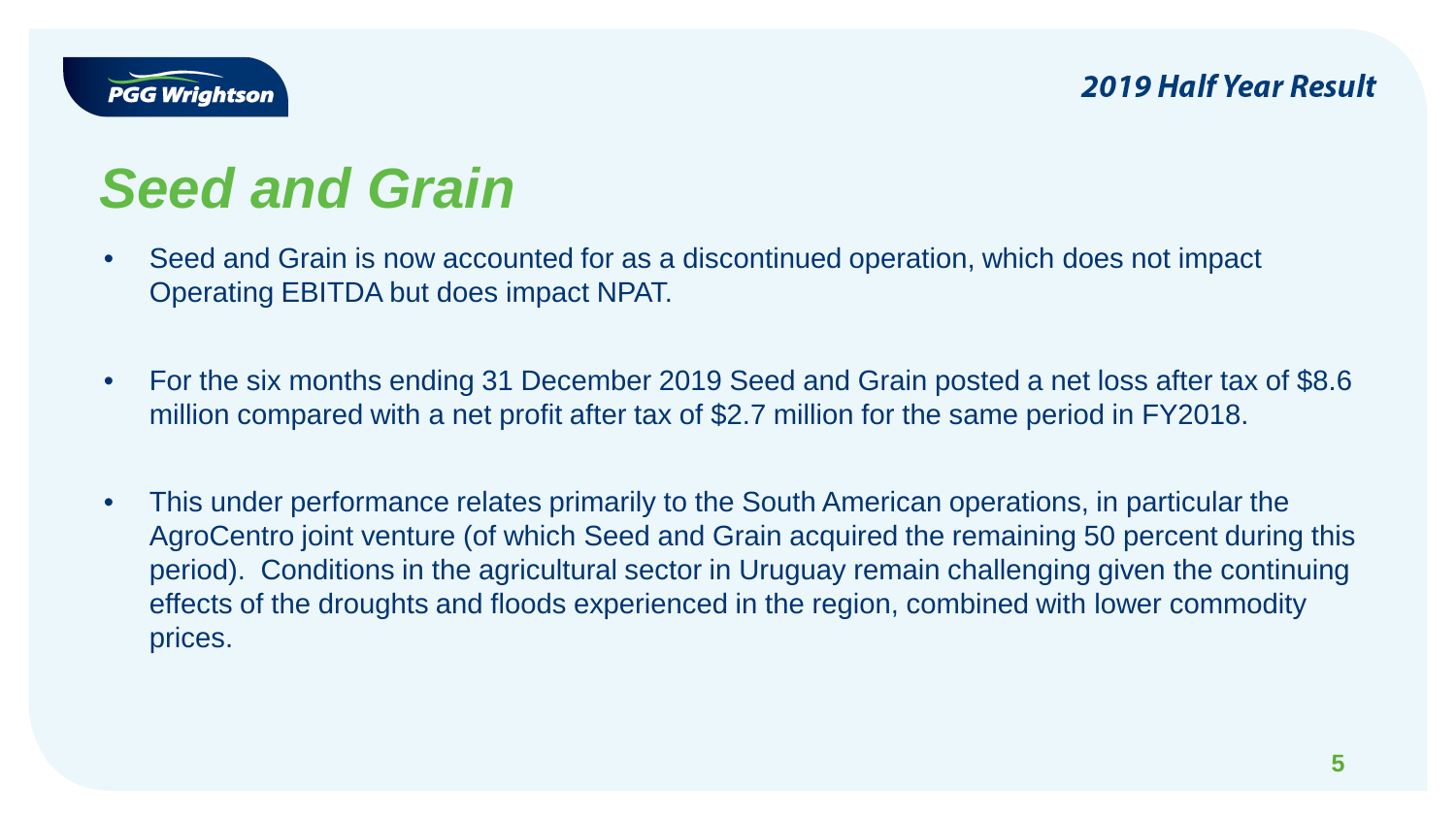# Seed and Grain

- Seed and Grain is now accounted for as a discontinued operation, which does not impact Operating EBITDA but does impact NPAT.
- For the six months ending 31 December 2019 Seed and Grain posted a net loss after tax of $8.6 million compared with a net profit after tax of $2.7 million for the same period in FY2018.
- This under performance relates primarily to the South American operations, in particular the AgroCentro joint venture (of which Seed and Grain acquired the remaining 50 percent during this period). Conditions in the agricultural sector in Uruguay remain challenging given the continuing effects of the droughts and floods experienced in the region, combined with lower commodity prices.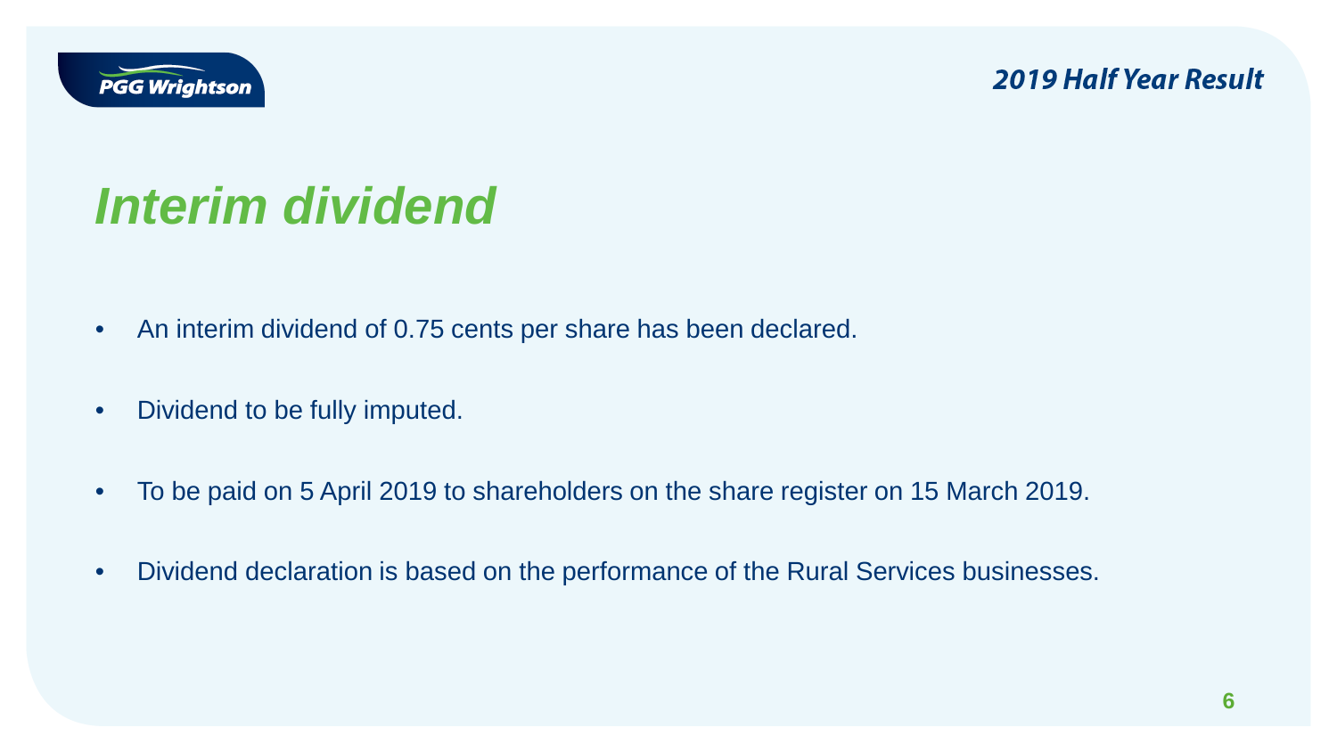# *Interim dividend*

- An interim dividend of 0.75 cents per share has been declared.
- Dividend to be fully imputed.
- To be paid on 5 April 2019 to shareholders on the share register on 15 March 2019.
- Dividend declaration is based on the performance of the Rural Services businesses.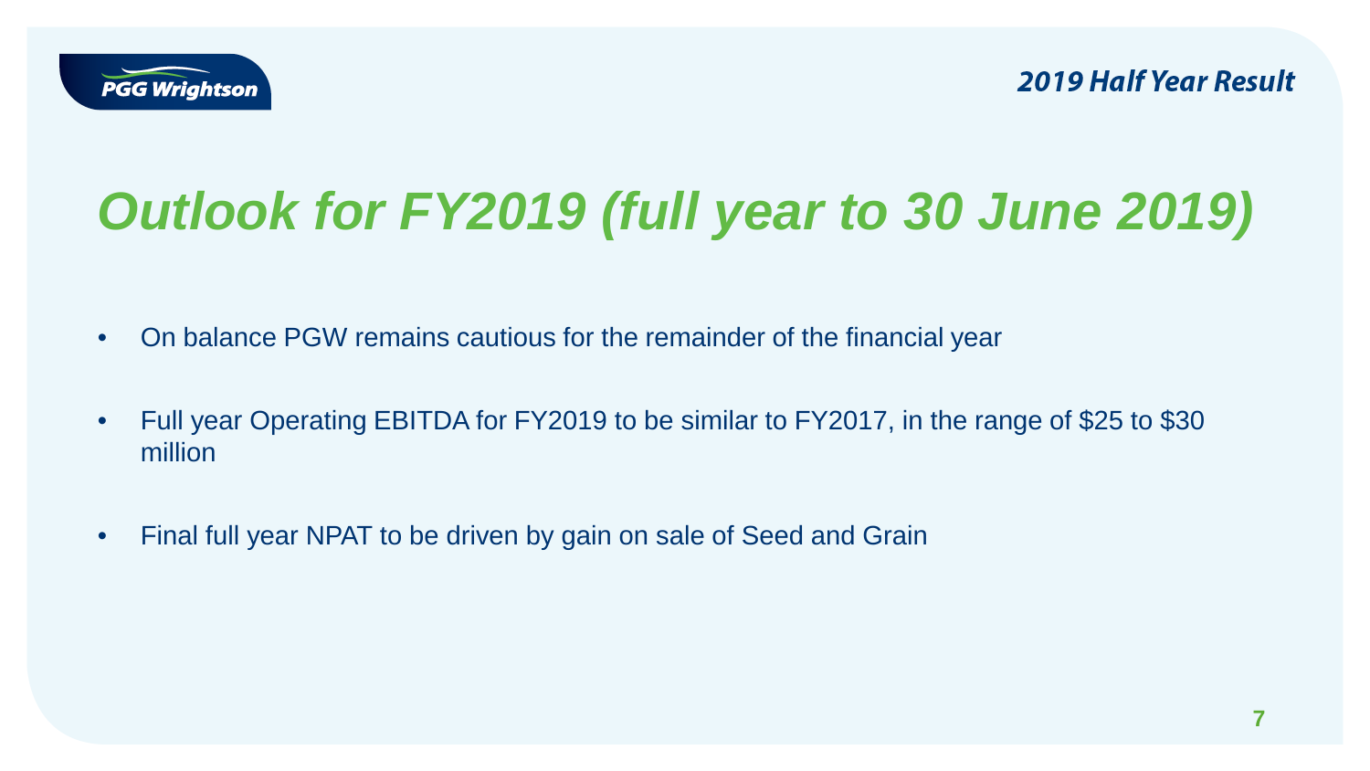# Outlook for FY2019 (full year to 30 June 2019)

- On balance PGW remains cautious for the remainder of the financial year
- Full year Operating EBITDA for FY2019 to be similar to FY2017, in the range of $25 to $30 million
- Final full year NPAT to be driven by gain on sale of Seed and Grain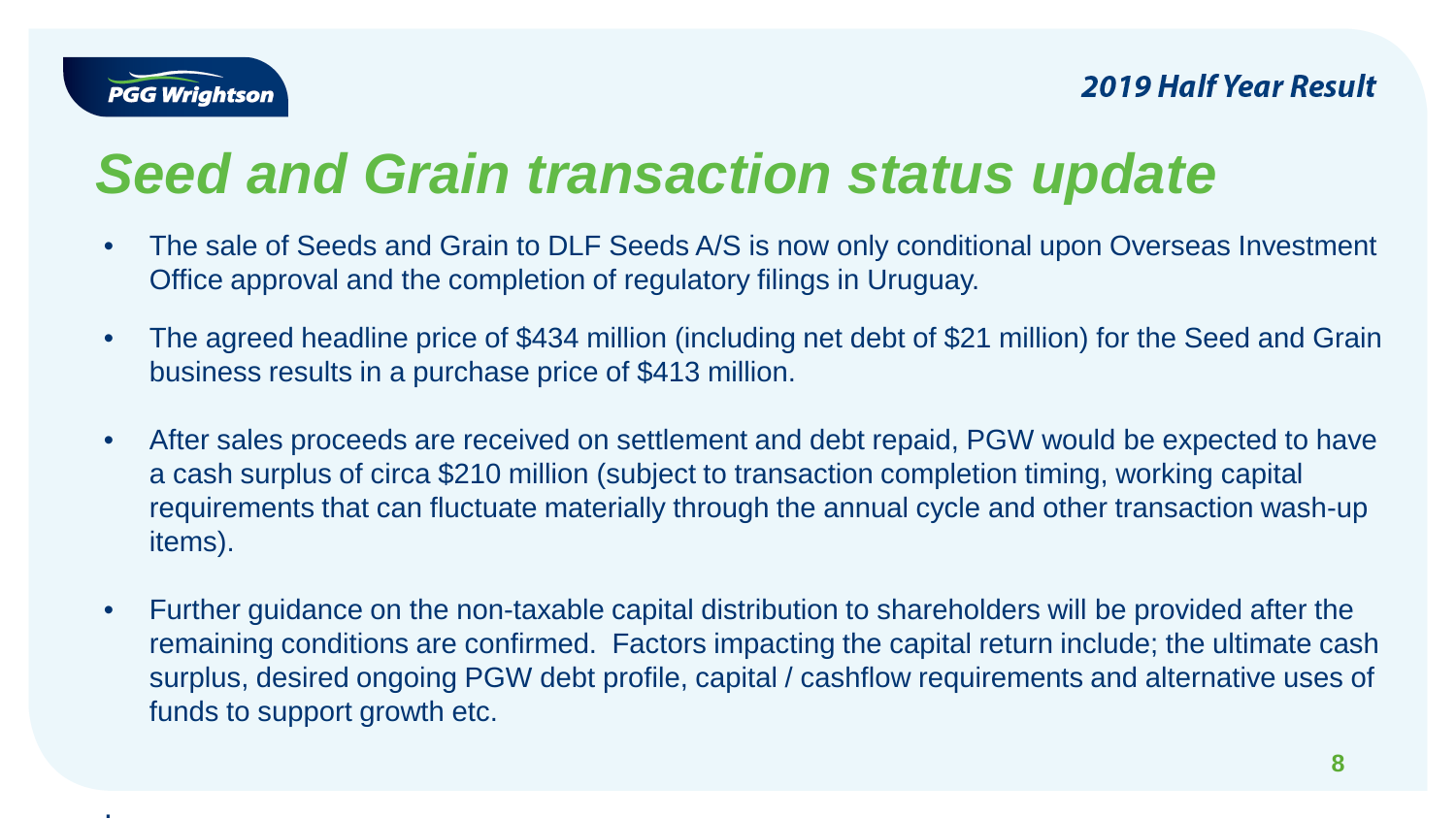# *Seed and Grain transaction status update*

- The sale of Seeds and Grain to DLF Seeds A/S is now only conditional upon Overseas Investment Office approval and the completion of regulatory filings in Uruguay.
- The agreed headline price of $434 million (including net debt of $21 million) for the Seed and Grain business results in a purchase price of $413 million.
- After sales proceeds are received on settlement and debt repaid, PGW would be expected to have a cash surplus of circa $210 million (subject to transaction completion timing, working capital requirements that can fluctuate materially through the annual cycle and other transaction wash-up items).
- Further guidance on the non-taxable capital distribution to shareholders will be provided after the remaining conditions are confirmed. Factors impacting the capital return include; the ultimate cash surplus, desired ongoing PGW debt profile, capital / cashflow requirements and alternative uses of funds to support growth etc.